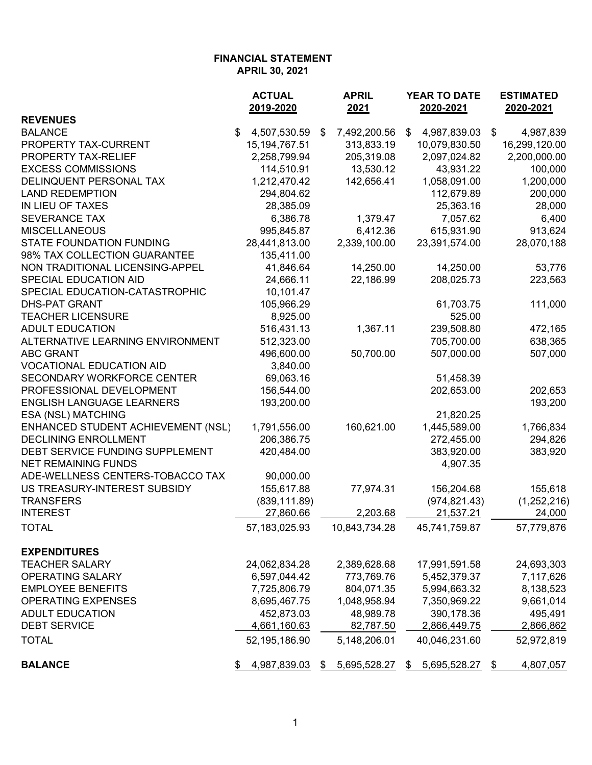# FINANCIAL STATEMENT
## APRIL 30, 2021

| | ACTUAL 2019-2020 | APRIL 2021 | YEAR TO DATE 2020-2021 | ESTIMATED 2020-2021 |
|---|---|---|---|---|
| **REVENUES** | | | | |
| BALANCE | $ 4,507,530.59 | $ 7,492,200.56 | $ 4,987,839.03 | $ 4,987,839 |
| PROPERTY TAX-CURRENT | 15,194,767.51 | 313,833.19 | 10,079,830.50 | 16,299,120.00 |
| PROPERTY TAX-RELIEF | 2,258,799.94 | 205,319.08 | 2,097,024.82 | 2,200,000.00 |
| EXCESS COMMISSIONS | 114,510.91 | 13,530.12 | 43,931.22 | 100,000 |
| DELINQUENT PERSONAL TAX | 1,212,470.42 | 142,656.41 | 1,058,091.00 | 1,200,000 |
| LAND REDEMPTION | 294,804.62 | | 112,679.89 | 200,000 |
| IN LIEU OF TAXES | 28,385.09 | | 25,363.16 | 28,000 |
| SEVERANCE TAX | 6,386.78 | 1,379.47 | 7,057.62 | 6,400 |
| MISCELLANEOUS | 995,845.87 | 6,412.36 | 615,931.90 | 913,624 |
| STATE FOUNDATION FUNDING | 28,441,813.00 | 2,339,100.00 | 23,391,574.00 | 28,070,188 |
| 98% TAX COLLECTION GUARANTEE | 135,411.00 | | | |
| NON TRADITIONAL LICENSING-APPEL | 41,846.64 | 14,250.00 | 14,250.00 | 53,776 |
| SPECIAL EDUCATION AID | 24,666.11 | 22,186.99 | 208,025.73 | 223,563 |
| SPECIAL EDUCATION-CATASTROPHIC | 10,101.47 | | | |
| DHS-PAT GRANT | 105,966.29 | | 61,703.75 | 111,000 |
| TEACHER LICENSURE | 8,925.00 | | 525.00 | |
| ADULT EDUCATION | 516,431.13 | 1,367.11 | 239,508.80 | 472,165 |
| ALTERNATIVE LEARNING ENVIRONMENT | 512,323.00 | | 705,700.00 | 638,365 |
| ABC GRANT | 496,600.00 | 50,700.00 | 507,000.00 | 507,000 |
| VOCATIONAL EDUCATION AID | 3,840.00 | | | |
| SECONDARY WORKFORCE CENTER | 69,063.16 | | 51,458.39 | |
| PROFESSIONAL DEVELOPMENT | 156,544.00 | | 202,653.00 | 202,653 |
| ENGLISH LANGUAGE LEARNERS | 193,200.00 | | | 193,200 |
| ESA (NSL) MATCHING | | | 21,820.25 | |
| ENHANCED STUDENT ACHIEVEMENT (NSL) | 1,791,556.00 | 160,621.00 | 1,445,589.00 | 1,766,834 |
| DECLINING ENROLLMENT | 206,386.75 | | 272,455.00 | 294,826 |
| DEBT SERVICE FUNDING SUPPLEMENT | 420,484.00 | | 383,920.00 | 383,920 |
| NET REMAINING FUNDS | | | 4,907.35 | |
| ADE-WELLNESS CENTERS-TOBACCO TAX | 90,000.00 | | | |
| US TREASURY-INTEREST SUBSIDY | 155,617.88 | 77,974.31 | 156,204.68 | 155,618 |
| TRANSFERS | (839,111.89) | | (974,821.43) | (1,252,216) |
| INTEREST | 27,860.66 | 2,203.68 | 21,537.21 | 24,000 |
| TOTAL | 57,183,025.93 | 10,843,734.28 | 45,741,759.87 | 57,779,876 |
| **EXPENDITURES** | | | | |
| TEACHER SALARY | 24,062,834.28 | 2,389,628.68 | 17,991,591.58 | 24,693,303 |
| OPERATING SALARY | 6,597,044.42 | 773,769.76 | 5,452,379.37 | 7,117,626 |
| EMPLOYEE BENEFITS | 7,725,806.79 | 804,071.35 | 5,994,663.32 | 8,138,523 |
| OPERATING EXPENSES | 8,695,467.75 | 1,048,958.94 | 7,350,969.22 | 9,661,014 |
| ADULT EDUCATION | 452,873.03 | 48,989.78 | 390,178.36 | 495,491 |
| DEBT SERVICE | 4,661,160.63 | 82,787.50 | 2,866,449.75 | 2,866,862 |
| TOTAL | 52,195,186.90 | 5,148,206.01 | 40,046,231.60 | 52,972,819 |
| **BALANCE** | $ 4,987,839.03 | $ 5,695,528.27 | $ 5,695,528.27 | $ 4,807,057 |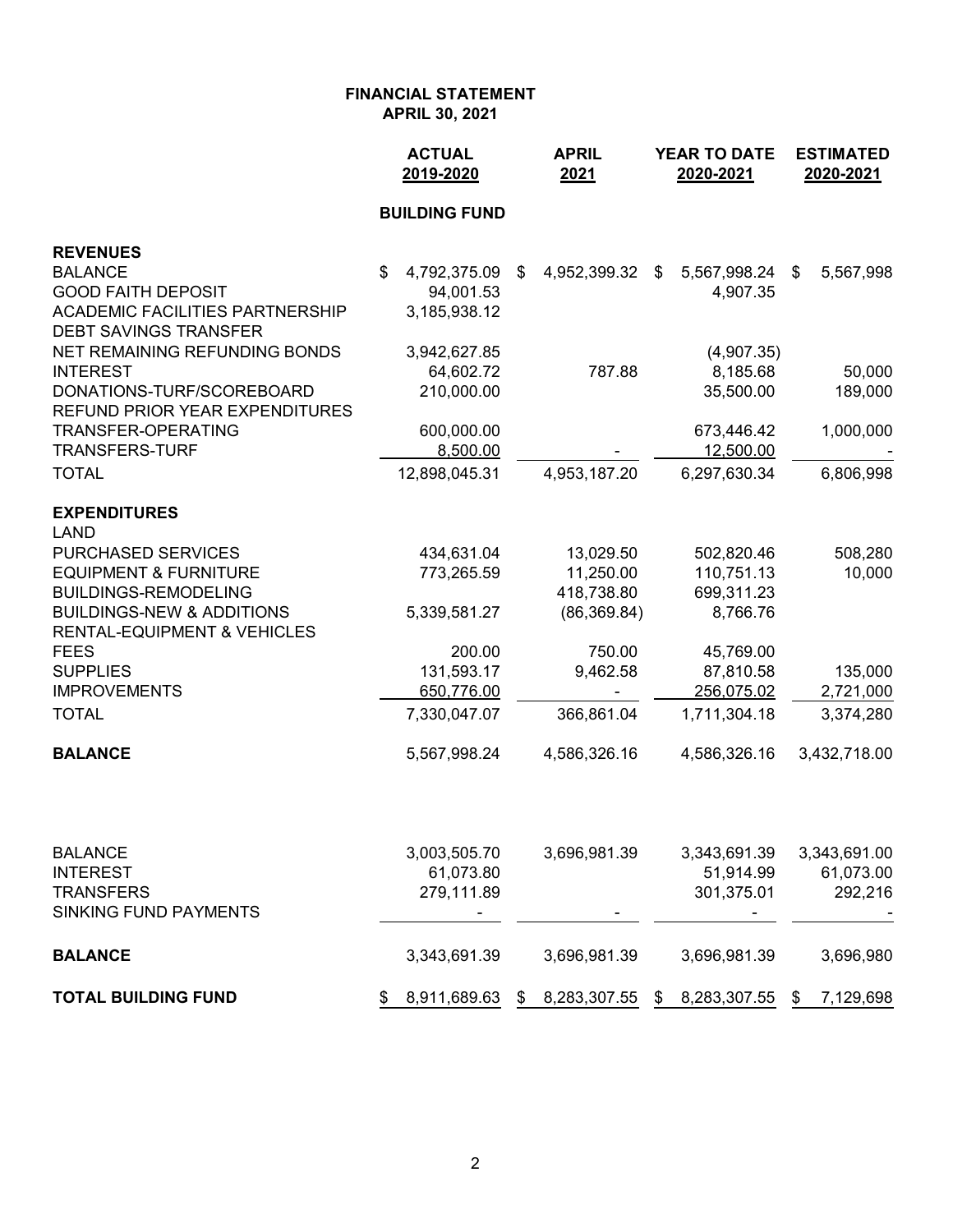**FINANCIAL STATEMENT**
**APRIL 30, 2021**

| | ACTUAL 2019-2020 | APRIL 2021 | YEAR TO DATE 2020-2021 | ESTIMATED 2020-2021 |
|---|---|---|---|---|
| | **BUILDING FUND** | | | |
| **REVENUES** | | | | |
| BALANCE | $ 4,792,375.09 | $ 4,952,399.32 | $ 5,567,998.24 | $ 5,567,998 |
| GOOD FAITH DEPOSIT | 94,001.53 | | 4,907.35 | |
| ACADEMIC FACILITIES PARTNERSHIP | 3,185,938.12 | | | |
| DEBT SAVINGS TRANSFER | | | | |
| NET REMAINING REFUNDING BONDS | 3,942,627.85 | | (4,907.35) | |
| INTEREST | 64,602.72 | 787.88 | 8,185.68 | 50,000 |
| DONATIONS-TURF/SCOREBOARD | 210,000.00 | | 35,500.00 | 189,000 |
| REFUND PRIOR YEAR EXPENDITURES | | | | |
| TRANSFER-OPERATING | 600,000.00 | | 673,446.42 | 1,000,000 |
| TRANSFERS-TURF | 8,500.00 | - | 12,500.00 | - |
| TOTAL | 12,898,045.31 | 4,953,187.20 | 6,297,630.34 | 6,806,998 |
| **EXPENDITURES** | | | | |
| LAND | | | | |
| PURCHASED SERVICES | 434,631.04 | 13,029.50 | 502,820.46 | 508,280 |
| EQUIPMENT & FURNITURE | 773,265.59 | 11,250.00 | 110,751.13 | 10,000 |
| BUILDINGS-REMODELING | | 418,738.80 | 699,311.23 | |
| BUILDINGS-NEW & ADDITIONS | 5,339,581.27 | (86,369.84) | 8,766.76 | |
| RENTAL-EQUIPMENT & VEHICLES | | | | |
| FEES | 200.00 | 750.00 | 45,769.00 | |
| SUPPLIES | 131,593.17 | 9,462.58 | 87,810.58 | 135,000 |
| IMPROVEMENTS | 650,776.00 | - | 256,075.02 | 2,721,000 |
| TOTAL | 7,330,047.07 | 366,861.04 | 1,711,304.18 | 3,374,280 |
| **BALANCE** | 5,567,998.24 | 4,586,326.16 | 4,586,326.16 | 3,432,718.00 |
| | | | | |
| BALANCE | 3,003,505.70 | 3,696,981.39 | 3,343,691.39 | 3,343,691.00 |
| INTEREST | 61,073.80 | | 51,914.99 | 61,073.00 |
| TRANSFERS | 279,111.89 | | 301,375.01 | 292,216 |
| SINKING FUND PAYMENTS | - | - | - | - |
| **BALANCE** | 3,343,691.39 | 3,696,981.39 | 3,696,981.39 | 3,696,980 |
| **TOTAL BUILDING FUND** | $ 8,911,689.63 | $ 8,283,307.55 | $ 8,283,307.55 | $ 7,129,698 |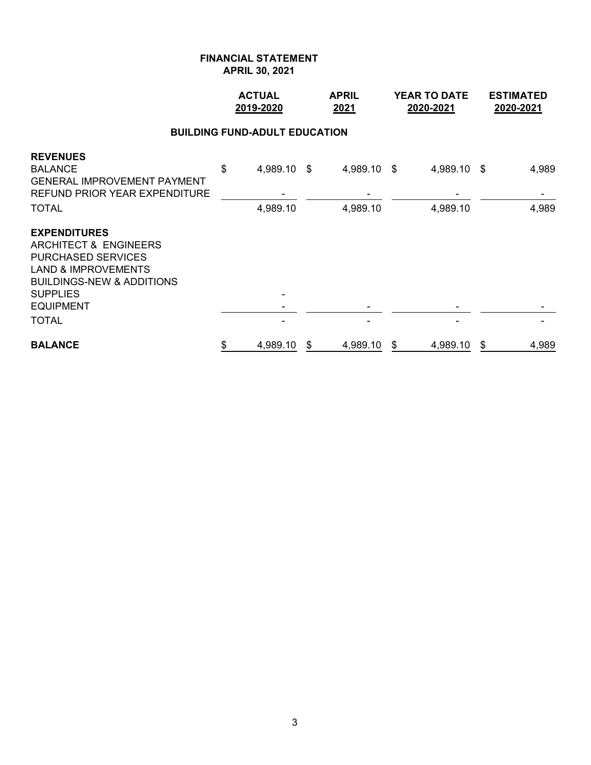# FINANCIAL STATEMENT
## APRIL 30, 2021

| | ACTUAL 2019-2020 | APRIL 2021 | YEAR TO DATE 2020-2021 | ESTIMATED 2020-2021 |
|---|---|---|---|---|
| **BUILDING FUND-ADULT EDUCATION** | | | | |
| **REVENUES** | | | | |
| BALANCE | $ 4,989.10 | $ 4,989.10 | $ 4,989.10 | $ 4,989 |
| GENERAL IMPROVEMENT PAYMENT | | | | |
| REFUND PRIOR YEAR EXPENDITURE | - | - | - | - |
| TOTAL | 4,989.10 | 4,989.10 | 4,989.10 | 4,989 |
| **EXPENDITURES** | | | | |
| ARCHITECT & ENGINEERS | | | | |
| PURCHASED SERVICES | | | | |
| LAND & IMPROVEMENTS | | | | |
| BUILDINGS-NEW & ADDITIONS | | | | |
| SUPPLIES | - | | | |
| EQUIPMENT | - | - | - | - |
| TOTAL | - | - | - | - |
| **BALANCE** | $ 4,989.10 | $ 4,989.10 | $ 4,989.10 | $ 4,989 |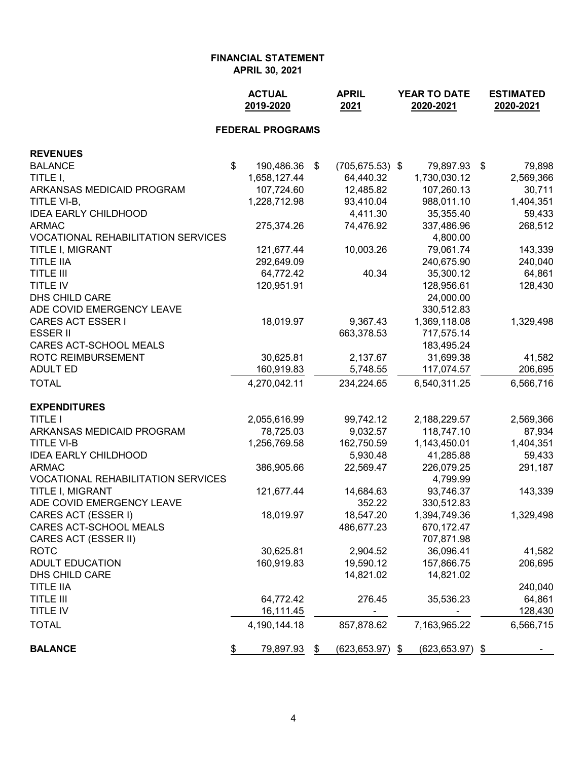**FINANCIAL STATEMENT**
**APRIL 30, 2021**

| | ACTUAL 2019-2020 | APRIL 2021 | YEAR TO DATE 2020-2021 | ESTIMATED 2020-2021 |
|---|---|---|---|---|
| **FEDERAL PROGRAMS** | | | | |
| **REVENUES** | | | | |
| BALANCE | $ 190,486.36 | $ (705,675.53) | $ 79,897.93 | $ 79,898 |
| TITLE I, | 1,658,127.44 | 64,440.32 | 1,730,030.12 | 2,569,366 |
| ARKANSAS MEDICAID PROGRAM | 107,724.60 | 12,485.82 | 107,260.13 | 30,711 |
| TITLE VI-B, | 1,228,712.98 | 93,410.04 | 988,011.10 | 1,404,351 |
| IDEA EARLY CHILDHOOD | | 4,411.30 | 35,355.40 | 59,433 |
| ARMAC | 275,374.26 | 74,476.92 | 337,486.96 | 268,512 |
| VOCATIONAL REHABILITATION SERVICES | | | 4,800.00 | |
| TITLE I, MIGRANT | 121,677.44 | 10,003.26 | 79,061.74 | 143,339 |
| TITLE IIA | 292,649.09 | | 240,675.90 | 240,040 |
| TITLE III | 64,772.42 | 40.34 | 35,300.12 | 64,861 |
| TITLE IV | 120,951.91 | | 128,956.61 | 128,430 |
| DHS CHILD CARE | | | 24,000.00 | |
| ADE COVID EMERGENCY LEAVE | | | 330,512.83 | |
| CARES ACT ESSER I | 18,019.97 | 9,367.43 | 1,369,118.08 | 1,329,498 |
| ESSER II | | 663,378.53 | 717,575.14 | |
| CARES ACT-SCHOOL MEALS | | | 183,495.24 | |
| ROTC REIMBURSEMENT | 30,625.81 | 2,137.67 | 31,699.38 | 41,582 |
| ADULT ED | 160,919.83 | 5,748.55 | 117,074.57 | 206,695 |
| TOTAL | 4,270,042.11 | 234,224.65 | 6,540,311.25 | 6,566,716 |
| **EXPENDITURES** | | | | |
| TITLE I | 2,055,616.99 | 99,742.12 | 2,188,229.57 | 2,569,366 |
| ARKANSAS MEDICAID PROGRAM | 78,725.03 | 9,032.57 | 118,747.10 | 87,934 |
| TITLE VI-B | 1,256,769.58 | 162,750.59 | 1,143,450.01 | 1,404,351 |
| IDEA EARLY CHILDHOOD | | 5,930.48 | 41,285.88 | 59,433 |
| ARMAC | 386,905.66 | 22,569.47 | 226,079.25 | 291,187 |
| VOCATIONAL REHABILITATION SERVICES | | | 4,799.99 | |
| TITLE I, MIGRANT | 121,677.44 | 14,684.63 | 93,746.37 | 143,339 |
| ADE COVID EMERGENCY LEAVE | | 352.22 | 330,512.83 | |
| CARES ACT (ESSER I) | 18,019.97 | 18,547.20 | 1,394,749.36 | 1,329,498 |
| CARES ACT-SCHOOL MEALS | | 486,677.23 | 670,172.47 | |
| CARES ACT (ESSER II) | | | 707,871.98 | |
| ROTC | 30,625.81 | 2,904.52 | 36,096.41 | 41,582 |
| ADULT EDUCATION | 160,919.83 | 19,590.12 | 157,866.75 | 206,695 |
| DHS CHILD CARE | | 14,821.02 | 14,821.02 | |
| TITLE IIA | | | | 240,040 |
| TITLE III | 64,772.42 | 276.45 | 35,536.23 | 64,861 |
| TITLE IV | 16,111.45 | - | - | 128,430 |
| TOTAL | 4,190,144.18 | 857,878.62 | 7,163,965.22 | 6,566,715 |
| **BALANCE** | $ 79,897.93 | $ (623,653.97) | $ (623,653.97) | $ - |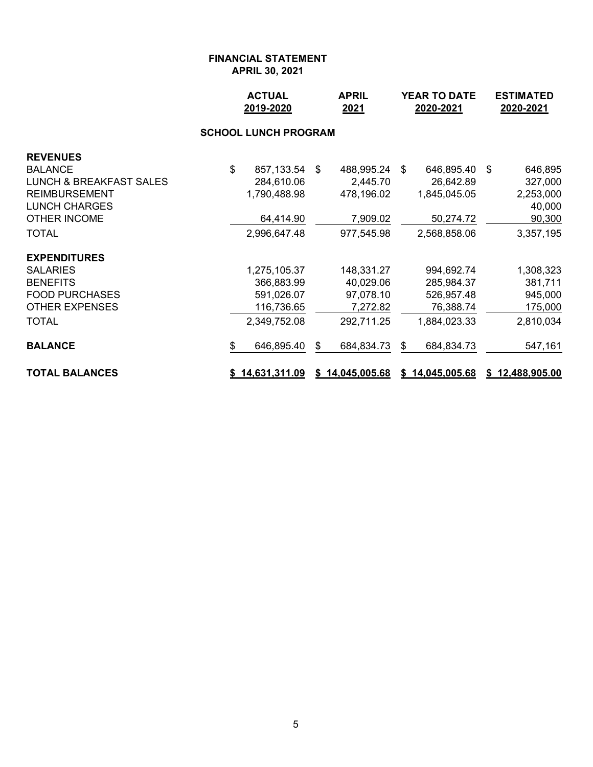**FINANCIAL STATEMENT**
**APRIL 30, 2021**

| | ACTUAL 2019-2020 | APRIL 2021 | YEAR TO DATE 2020-2021 | ESTIMATED 2020-2021 |
|---|---|---|---|---|
| **SCHOOL LUNCH PROGRAM** | | | | |
| **REVENUES** | | | | |
| BALANCE | $ 857,133.54 | $ 488,995.24 | $ 646,895.40 | $ 646,895 |
| LUNCH & BREAKFAST SALES | 284,610.06 | 2,445.70 | 26,642.89 | 327,000 |
| REIMBURSEMENT | 1,790,488.98 | 478,196.02 | 1,845,045.05 | 2,253,000 |
| LUNCH CHARGES | | | | 40,000 |
| OTHER INCOME | 64,414.90 | 7,909.02 | 50,274.72 | 90,300 |
| TOTAL | 2,996,647.48 | 977,545.98 | 2,568,858.06 | 3,357,195 |
| **EXPENDITURES** | | | | |
| SALARIES | 1,275,105.37 | 148,331.27 | 994,692.74 | 1,308,323 |
| BENEFITS | 366,883.99 | 40,029.06 | 285,984.37 | 381,711 |
| FOOD PURCHASES | 591,026.07 | 97,078.10 | 526,957.48 | 945,000 |
| OTHER EXPENSES | 116,736.65 | 7,272.82 | 76,388.74 | 175,000 |
| TOTAL | 2,349,752.08 | 292,711.25 | 1,884,023.33 | 2,810,034 |
| **BALANCE** | $ 646,895.40 | $ 684,834.73 | $ 684,834.73 | 547,161 |
| **TOTAL BALANCES** | **$ 14,631,311.09** | **$ 14,045,005.68** | **$ 14,045,005.68** | **$ 12,488,905.00** |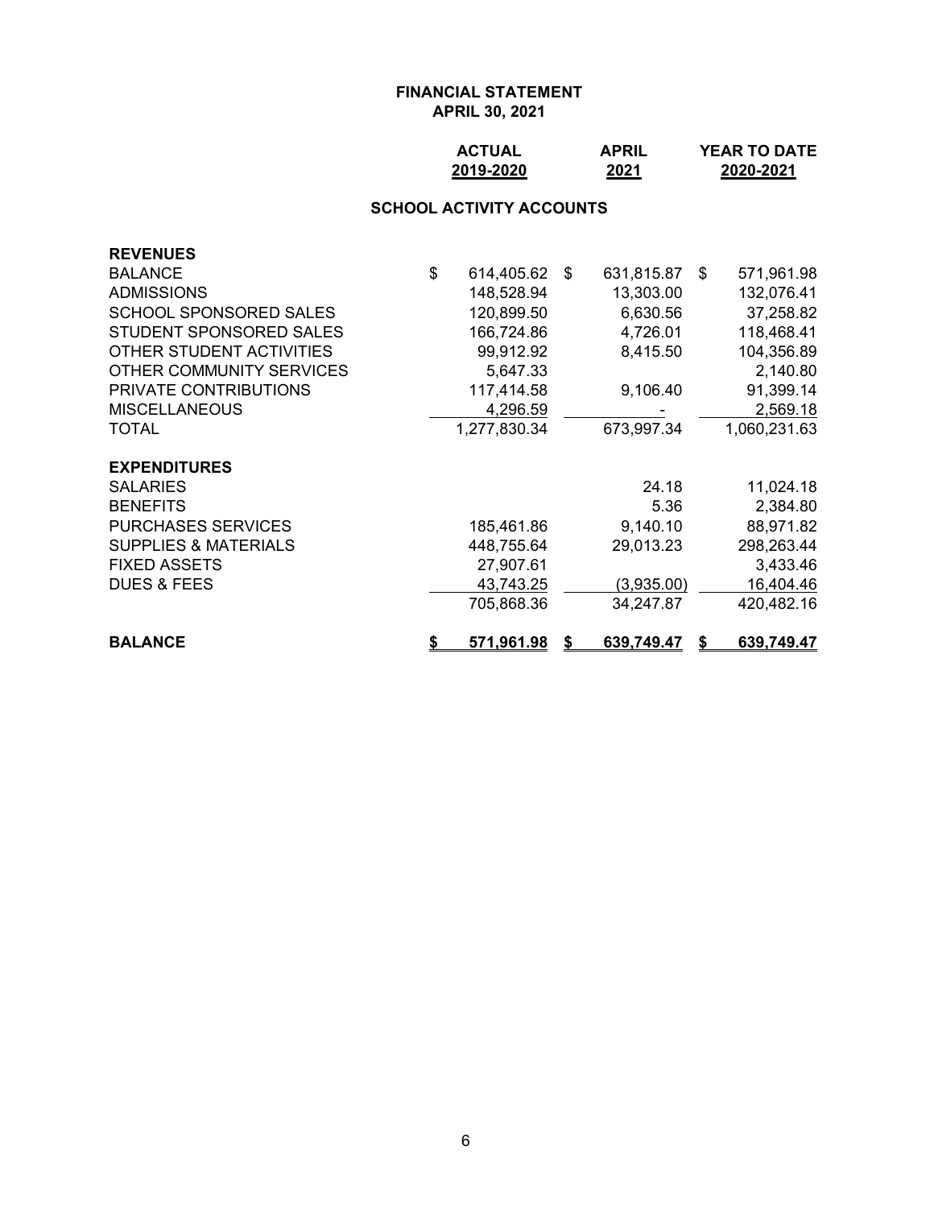**FINANCIAL STATEMENT**
**APRIL 30, 2021**

## SCHOOL ACTIVITY ACCOUNTS

| | ACTUAL 2019-2020 | APRIL 2021 | YEAR TO DATE 2020-2021 |
|---|---|---|---|
| **REVENUES** | | | |
| BALANCE | $ 614,405.62 | $ 631,815.87 | $ 571,961.98 |
| ADMISSIONS | 148,528.94 | 13,303.00 | 132,076.41 |
| SCHOOL SPONSORED SALES | 120,899.50 | 6,630.56 | 37,258.82 |
| STUDENT SPONSORED SALES | 166,724.86 | 4,726.01 | 118,468.41 |
| OTHER STUDENT ACTIVITIES | 99,912.92 | 8,415.50 | 104,356.89 |
| OTHER COMMUNITY SERVICES | 5,647.33 | | 2,140.80 |
| PRIVATE CONTRIBUTIONS | 117,414.58 | 9,106.40 | 91,399.14 |
| MISCELLANEOUS | 4,296.59 | - | 2,569.18 |
| TOTAL | 1,277,830.34 | 673,997.34 | 1,060,231.63 |
| **EXPENDITURES** | | | |
| SALARIES | | 24.18 | 11,024.18 |
| BENEFITS | | 5.36 | 2,384.80 |
| PURCHASES SERVICES | 185,461.86 | 9,140.10 | 88,971.82 |
| SUPPLIES & MATERIALS | 448,755.64 | 29,013.23 | 298,263.44 |
| FIXED ASSETS | 27,907.61 | | 3,433.46 |
| DUES & FEES | 43,743.25 | (3,935.00) | 16,404.46 |
| | 705,868.36 | 34,247.87 | 420,482.16 |
| **BALANCE** | **$ 571,961.98** | **$ 639,749.47** | **$ 639,749.47** |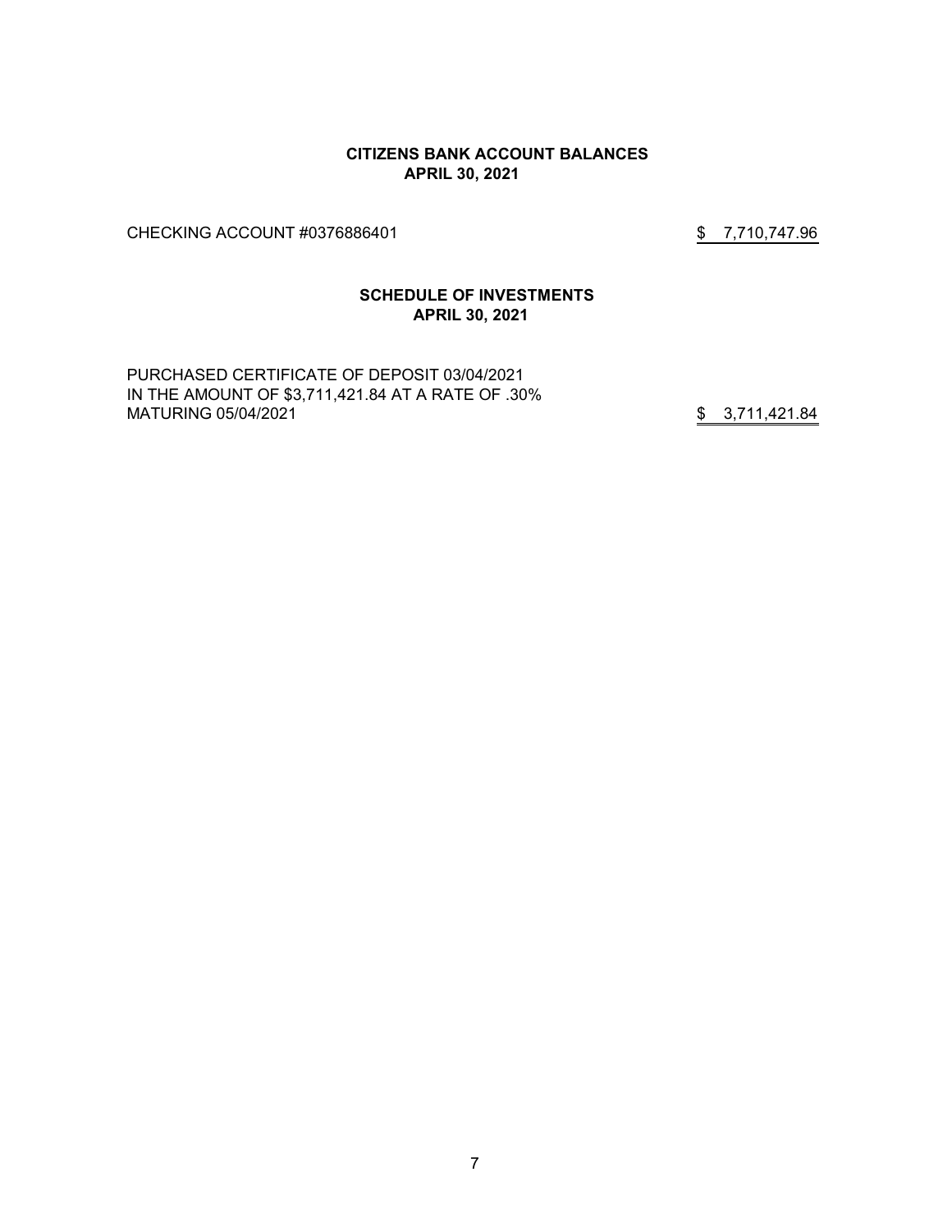**CITIZENS BANK ACCOUNT BALANCES**
**APRIL 30, 2021**

| | |
|---|---|
| CHECKING ACCOUNT #0376886401 | $ 7,710,747.96 |

**SCHEDULE OF INVESTMENTS**
**APRIL 30, 2021**

| | |
|---|---|
| PURCHASED CERTIFICATE OF DEPOSIT 03/04/2021 IN THE AMOUNT OF $3,711,421.84 AT A RATE OF .30% MATURING 05/04/2021 | $ 3,711,421.84 |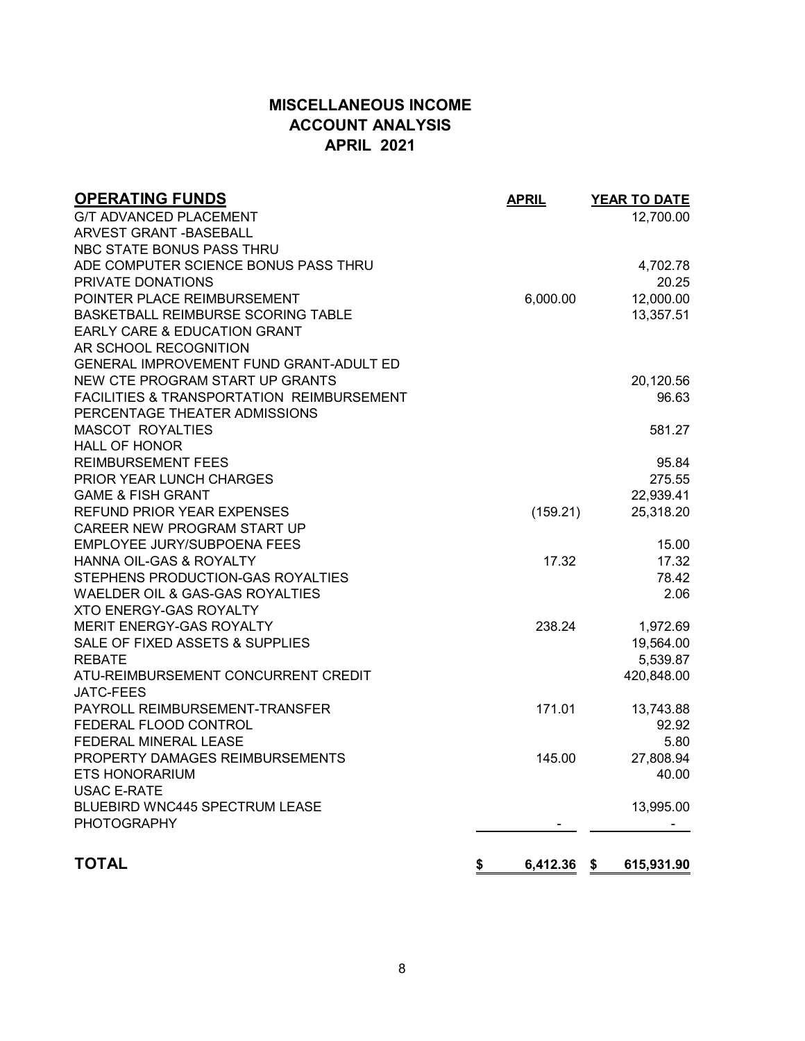# MISCELLANEOUS INCOME
## ACCOUNT ANALYSIS
## APRIL 2021

| OPERATING FUNDS | APRIL | YEAR TO DATE |
|---|---|---|
| G/T ADVANCED PLACEMENT | | 12,700.00 |
| ARVEST GRANT -BASEBALL | | |
| NBC STATE BONUS PASS THRU | | |
| ADE COMPUTER SCIENCE BONUS PASS THRU | | 4,702.78 |
| PRIVATE DONATIONS | | 20.25 |
| POINTER PLACE REIMBURSEMENT | 6,000.00 | 12,000.00 |
| BASKETBALL REIMBURSE SCORING TABLE | | 13,357.51 |
| EARLY CARE & EDUCATION GRANT | | |
| AR SCHOOL RECOGNITION | | |
| GENERAL IMPROVEMENT FUND GRANT-ADULT ED | | |
| NEW CTE PROGRAM START UP GRANTS | | 20,120.56 |
| FACILITIES & TRANSPORTATION REIMBURSEMENT | | 96.63 |
| PERCENTAGE THEATER ADMISSIONS | | |
| MASCOT ROYALTIES | | 581.27 |
| HALL OF HONOR | | |
| REIMBURSEMENT FEES | | 95.84 |
| PRIOR YEAR LUNCH CHARGES | | 275.55 |
| GAME & FISH GRANT | | 22,939.41 |
| REFUND PRIOR YEAR EXPENSES | (159.21) | 25,318.20 |
| CAREER NEW PROGRAM START UP | | |
| EMPLOYEE JURY/SUBPOENA FEES | | 15.00 |
| HANNA OIL-GAS & ROYALTY | 17.32 | 17.32 |
| STEPHENS PRODUCTION-GAS ROYALTIES | | 78.42 |
| WAELDER OIL & GAS-GAS ROYALTIES | | 2.06 |
| XTO ENERGY-GAS ROYALTY | | |
| MERIT ENERGY-GAS ROYALTY | 238.24 | 1,972.69 |
| SALE OF FIXED ASSETS & SUPPLIES | | 19,564.00 |
| REBATE | | 5,539.87 |
| ATU-REIMBURSEMENT CONCURRENT CREDIT | | 420,848.00 |
| JATC-FEES | | |
| PAYROLL REIMBURSEMENT-TRANSFER | 171.01 | 13,743.88 |
| FEDERAL FLOOD CONTROL | | 92.92 |
| FEDERAL MINERAL LEASE | | 5.80 |
| PROPERTY DAMAGES REIMBURSEMENTS | 145.00 | 27,808.94 |
| ETS HONORARIUM | | 40.00 |
| USAC E-RATE | | |
| BLUEBIRD WNC445 SPECTRUM LEASE | | 13,995.00 |
| PHOTOGRAPHY | - | - |
| **TOTAL** | **$ 6,412.36** | **$ 615,931.90** |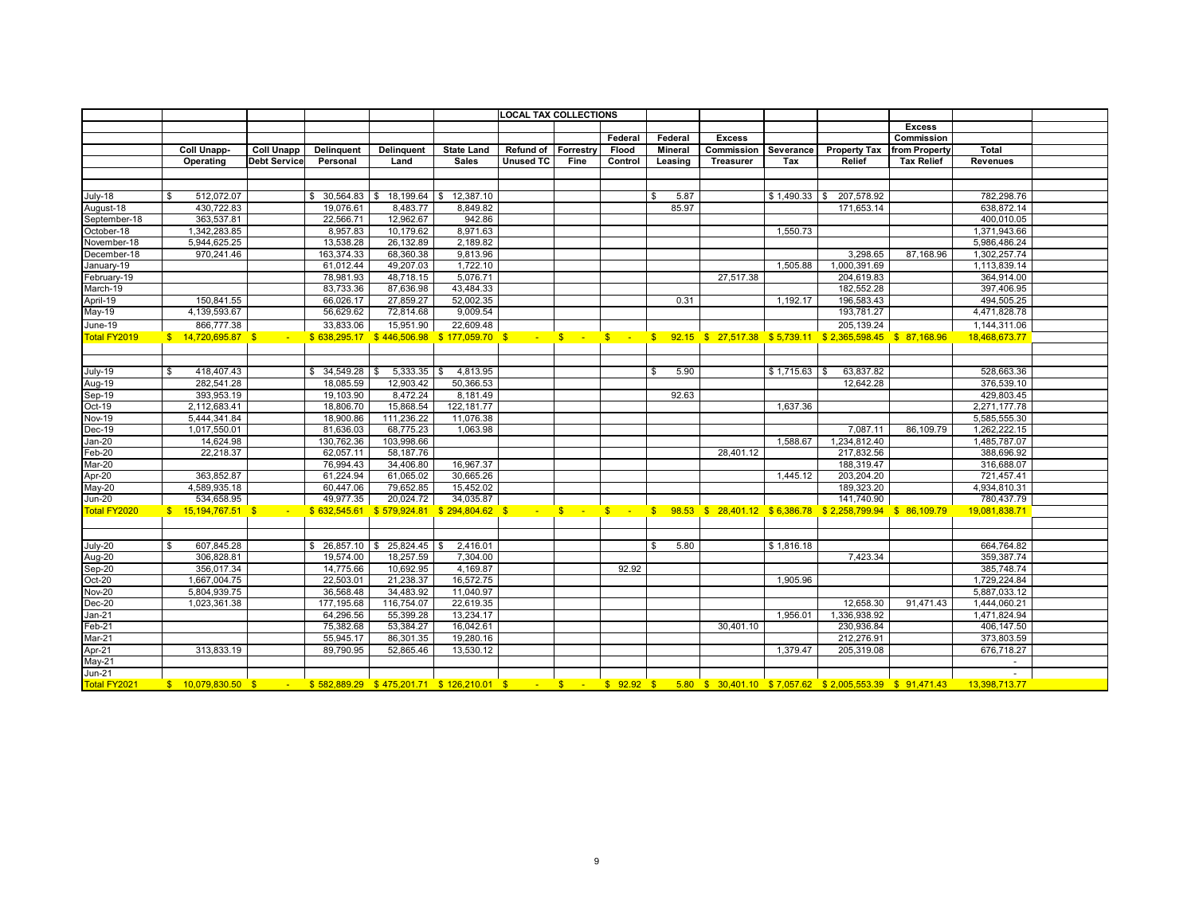| | | | | | | LOCAL TAX COLLECTIONS | | | | | | | | |
|---|---|---|---|---|---|---|---|---|---|---|---|---|---|---|
| | | | | | | | | Federal | Federal | Excess | | | Excess Commission | |
| | Coll Unapp-Operating | Coll Unapp Debt Service | Delinquent Personal | Delinquent Land | State Land Sales | Refund of Unused TC | Forrestry Fine | Flood Control | Mineral Leasing | Commission Treasurer | Severance Tax | Property Tax Relief | from Property Tax Relief | Total Revenues |
| July-18 | $ 512,072.07 | | $ 30,564.83 | $ 18,199.64 | $ 12,387.10 | | | | $ 5.87 | | $ 1,490.33 | $ 207,578.92 | | 782,298.76 |
| August-18 | 430,722.83 | | 19,076.61 | 8,483.77 | 8,849.82 | | | | 85.97 | | | 171,653.14 | | 638,872.14 |
| September-18 | 363,537.81 | | 22,566.71 | 12,962.67 | 942.86 | | | | | | | | | 400,010.05 |
| October-18 | 1,342,283.85 | | 8,957.83 | 10,179.62 | 8,971.63 | | | | | | 1,550.73 | | | 1,371,943.66 |
| November-18 | 5,944,625.25 | | 13,538.28 | 26,132.89 | 2,189.82 | | | | | | | | | 5,986,486.24 |
| December-18 | 970,241.46 | | 163,374.33 | 68,360.38 | 9,813.96 | | | | | | | 3,298.65 | 87,168.96 | 1,302,257.74 |
| January-19 | | | 61,012.44 | 49,207.03 | 1,722.10 | | | | | | 1,505.88 | 1,000,391.69 | | 1,113,839.14 |
| February-19 | | | 78,981.93 | 48,718.15 | 5,076.71 | | | | | 27,517.38 | | 204,619.83 | | 364,914.00 |
| March-19 | | | 83,733.36 | 87,636.98 | 43,484.33 | | | | | | | 182,552.28 | | 397,406.95 |
| April-19 | 150,841.55 | | 66,026.17 | 27,859.27 | 52,002.35 | | | | 0.31 | | 1,192.17 | 196,583.43 | | 494,505.25 |
| May-19 | 4,139,593.67 | | 56,629.62 | 72,814.68 | 9,009.54 | | | | | | | 193,781.27 | | 4,471,828.78 |
| June-19 | 866,777.38 | | 33,833.06 | 15,951.90 | 22,609.48 | | | | | | | 205,139.24 | | 1,144,311.06 |
| Total FY2019 | $ 14,720,695.87 | $ - | $ 638,295.17 | $ 446,506.98 | $ 177,059.70 | $ - | $ - | $ - | $ 92.15 | $ 27,517.38 | $ 5,739.11 | $ 2,365,598.45 | $ 87,168.96 | 18,468,673.77 |
| | | | | | | | | | | | | | | |
| July-19 | $ 418,407.43 | | $ 34,549.28 | $ 5,333.35 | $ 4,813.95 | | | | $ 5.90 | | $ 1,715.63 | $ 63,837.82 | | 528,663.36 |
| Aug-19 | 282,541.28 | | 18,085.59 | 12,903.42 | 50,366.53 | | | | | | | 12,642.28 | | 376,539.10 |
| Sep-19 | 393,953.19 | | 19,103.90 | 8,472.24 | 8,181.49 | | | | 92.63 | | | | | 429,803.45 |
| Oct-19 | 2,112,683.41 | | 18,806.70 | 15,868.54 | 122,181.77 | | | | | | 1,637.36 | | | 2,271,177.78 |
| Nov-19 | 5,444,341.84 | | 18,900.86 | 111,236.22 | 11,076.38 | | | | | | | | | 5,585,555.30 |
| Dec-19 | 1,017,550.01 | | 81,636.03 | 68,775.23 | 1,063.98 | | | | | | | 7,087.11 | 86,109.79 | 1,262,222.15 |
| Jan-20 | 14,624.98 | | 130,762.36 | 103,998.66 | | | | | | | 1,588.67 | 1,234,812.40 | | 1,485,787.07 |
| Feb-20 | 22,218.37 | | 62,057.11 | 58,187.76 | | | | | | 28,401.12 | | 217,832.56 | | 388,696.92 |
| Mar-20 | | | 76,994.43 | 34,406.80 | 16,967.37 | | | | | | | 188,319.47 | | 316,688.07 |
| Apr-20 | 363,852.87 | | 61,224.94 | 61,065.02 | 30,665.26 | | | | | | 1,445.12 | 203,204.20 | | 721,457.41 |
| May-20 | 4,589,935.18 | | 60,447.06 | 79,652.85 | 15,452.02 | | | | | | | 189,323.20 | | 4,934,810.31 |
| Jun-20 | 534,658.95 | | 49,977.35 | 20,024.72 | 34,035.87 | | | | | | | 141,740.90 | | 780,437.79 |
| Total FY2020 | $ 15,194,767.51 | $ - | $ 632,545.61 | $ 579,924.81 | $ 294,804.62 | $ - | $ - | $ - | $ 98.53 | $ 28,401.12 | $ 6,386.78 | $ 2,258,799.94 | $ 86,109.79 | 19,081,838.71 |
| | | | | | | | | | | | | | | |
| July-20 | $ 607,845.28 | | $ 26,857.10 | $ 25,824.45 | $ 2,416.01 | | | | $ 5.80 | | $ 1,816.18 | | | 664,764.82 |
| Aug-20 | 306,828.81 | | 19,574.00 | 18,257.59 | 7,304.00 | | | | | | | 7,423.34 | | 359,387.74 |
| Sep-20 | 356,017.34 | | 14,775.66 | 10,692.95 | 4,169.87 | | | 92.92 | | | | | | 385,748.74 |
| Oct-20 | 1,667,004.75 | | 22,503.01 | 21,238.37 | 16,572.75 | | | | | | 1,905.96 | | | 1,729,224.84 |
| Nov-20 | 5,804,939.75 | | 36,568.48 | 34,483.92 | 11,040.97 | | | | | | | | | 5,887,033.12 |
| Dec-20 | 1,023,361.38 | | 177,195.68 | 116,754.07 | 22,619.35 | | | | | | | 12,658.30 | 91,471.43 | 1,444,060.21 |
| Jan-21 | | | 64,296.56 | 55,399.28 | 13,234.17 | | | | | | 1,956.01 | 1,336,938.92 | | 1,471,824.94 |
| Feb-21 | | | 75,382.68 | 53,384.27 | 16,042.61 | | | | | 30,401.10 | | 230,936.84 | | 406,147.50 |
| Mar-21 | | | 55,945.17 | 86,301.35 | 19,280.16 | | | | | | | 212,276.91 | | 373,803.59 |
| Apr-21 | 313,833.19 | | 89,790.95 | 52,865.46 | 13,530.12 | | | | | | 1,379.47 | 205,319.08 | | 676,718.27 |
| May-21 | | | | | | | | | | | | | | - |
| Jun-21 | | | | | | | | | | | | | | - |
| Total FY2021 | $ 10,079,830.50 | $ - | $ 582,889.29 | $ 475,201.71 | $ 126,210.01 | $ - | $ - | $ 92.92 | $ 5.80 | $ 30,401.10 | $ 7,057.62 | $ 2,005,553.39 | $ 91,471.43 | 13,398,713.77 |